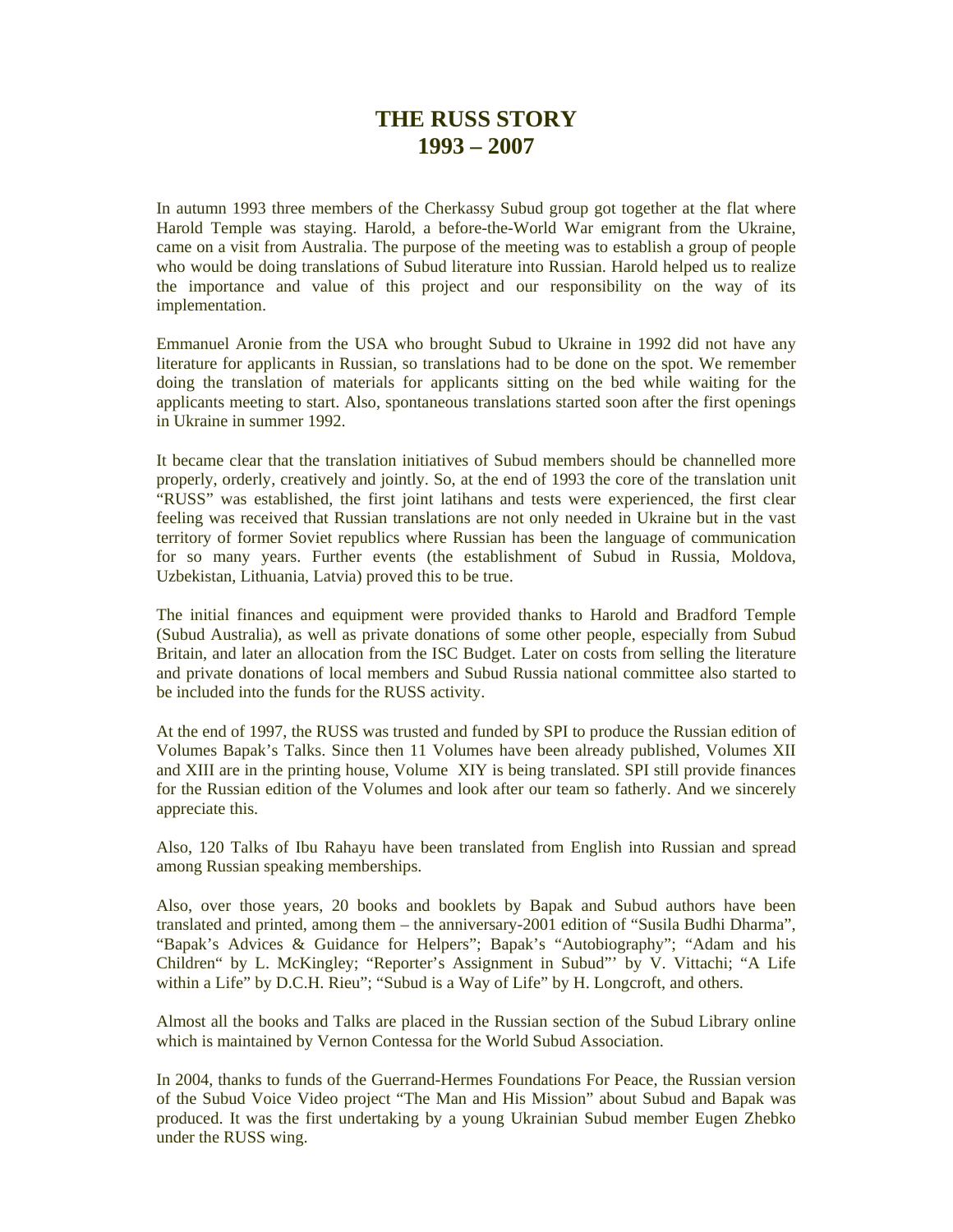# THE RUSS STORY
# 1993 – 2007

In autumn 1993 three members of the Cherkassy Subud group got together at the flat where Harold Temple was staying. Harold, a before-the-World War emigrant from the Ukraine, came on a visit from Australia. The purpose of the meeting was to establish a group of people who would be doing translations of Subud literature into Russian. Harold helped us to realize the importance and value of this project and our responsibility on the way of its implementation.

Emmanuel Aronie from the USA who brought Subud to Ukraine in 1992 did not have any literature for applicants in Russian, so translations had to be done on the spot. We remember doing the translation of materials for applicants sitting on the bed while waiting for the applicants meeting to start. Also, spontaneous translations started soon after the first openings in Ukraine in summer 1992.

It became clear that the translation initiatives of Subud members should be channelled more properly, orderly, creatively and jointly. So, at the end of 1993 the core of the translation unit "RUSS" was established, the first joint latihans and tests were experienced, the first clear feeling was received that Russian translations are not only needed in Ukraine but in the vast territory of former Soviet republics where Russian has been the language of communication for so many years. Further events (the establishment of Subud in Russia, Moldova, Uzbekistan, Lithuania, Latvia) proved this to be true.

The initial finances and equipment were provided thanks to Harold and Bradford Temple (Subud Australia), as well as private donations of some other people, especially from Subud Britain, and later an allocation from the ISC Budget. Later on costs from selling the literature and private donations of local members and Subud Russia national committee also started to be included into the funds for the RUSS activity.

At the end of 1997, the RUSS was trusted and funded by SPI to produce the Russian edition of Volumes Bapak's Talks. Since then 11 Volumes have been already published, Volumes XII and XIII are in the printing house, Volume XIY is being translated. SPI still provide finances for the Russian edition of the Volumes and look after our team so fatherly. And we sincerely appreciate this.

Also, 120 Talks of Ibu Rahayu have been translated from English into Russian and spread among Russian speaking memberships.

Also, over those years, 20 books and booklets by Bapak and Subud authors have been translated and printed, among them – the anniversary-2001 edition of "Susila Budhi Dharma", "Bapak's Advices & Guidance for Helpers"; Bapak's "Autobiography"; "Adam and his Children" by L. McKingley; "Reporter's Assignment in Subud"' by V. Vittachi; "A Life within a Life" by D.C.H. Rieu"; "Subud is a Way of Life" by H. Longcroft, and others.

Almost all the books and Talks are placed in the Russian section of the Subud Library online which is maintained by Vernon Contessa for the World Subud Association.

In 2004, thanks to funds of the Guerrand-Hermes Foundations For Peace, the Russian version of the Subud Voice Video project "The Man and His Mission" about Subud and Bapak was produced. It was the first undertaking by a young Ukrainian Subud member Eugen Zhebko under the RUSS wing.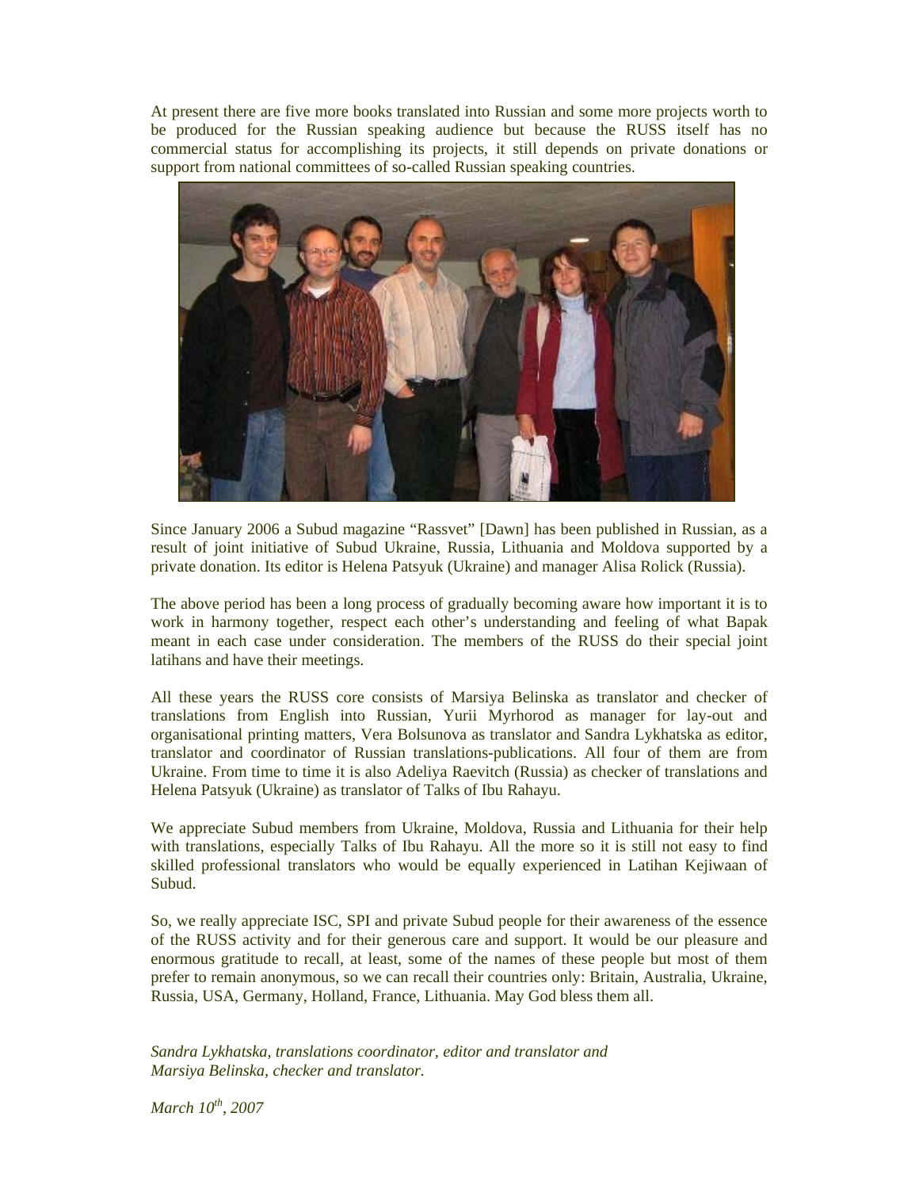At present there are five more books translated into Russian and some more projects worth to be produced for the Russian speaking audience but because the RUSS itself has no commercial status for accomplishing its projects, it still depends on private donations or support from national committees of so-called Russian speaking countries.

Since January 2006 a Subud magazine "Rassvet" [Dawn] has been published in Russian, as a result of joint initiative of Subud Ukraine, Russia, Lithuania and Moldova supported by a private donation. Its editor is Helena Patsyuk (Ukraine) and manager Alisa Rolick (Russia).

The above period has been a long process of gradually becoming aware how important it is to work in harmony together, respect each other's understanding and feeling of what Bapak meant in each case under consideration. The members of the RUSS do their special joint latihans and have their meetings.

All these years the RUSS core consists of Marsiya Belinska as translator and checker of translations from English into Russian, Yurii Myrhorod as manager for lay-out and organisational printing matters, Vera Bolsunova as translator and Sandra Lykhatska as editor, translator and coordinator of Russian translations-publications. All four of them are from Ukraine. From time to time it is also Adeliya Raevitch (Russia) as checker of translations and Helena Patsyuk (Ukraine) as translator of Talks of Ibu Rahayu.

We appreciate Subud members from Ukraine, Moldova, Russia and Lithuania for their help with translations, especially Talks of Ibu Rahayu. All the more so it is still not easy to find skilled professional translators who would be equally experienced in Latihan Kejiwaan of Subud.

So, we really appreciate ISC, SPI and private Subud people for their awareness of the essence of the RUSS activity and for their generous care and support. It would be our pleasure and enormous gratitude to recall, at least, some of the names of these people but most of them prefer to remain anonymous, so we can recall their countries only: Britain, Australia, Ukraine, Russia, USA, Germany, Holland, France, Lithuania. May God bless them all.

*Sandra Lykhatska, translations coordinator, editor and translator and*
*Marsiya Belinska, checker and translator.*

*March 10th, 2007*